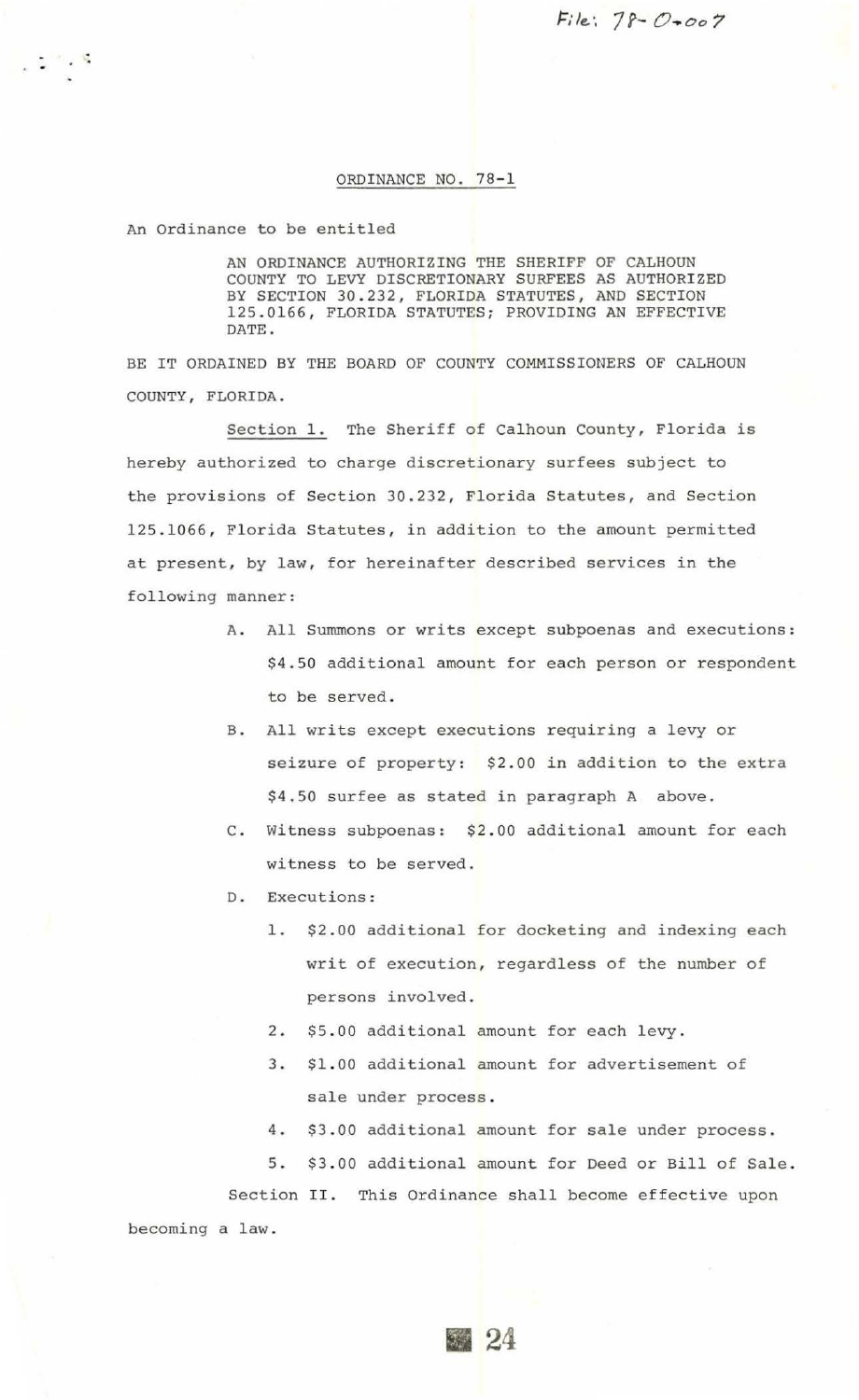File: 78-O-007

# ORDINANCE NO. 78-1

An Ordinance to be entitled

> AN ORDINANCE AUTHORIZING THE SHERIFF OF CALHOUN COUNTY TO LEVY DISCRETIONARY SURFEES AS AUTHORIZED BY SECTION 30.232, FLORIDA STATUTES, AND SECTION 125.0166, FLORIDA STATUTES; PROVIDING AN EFFECTIVE DATE.

BE IT ORDAINED BY THE BOARD OF COUNTY COMMISSIONERS OF CALHOUN COUNTY, FLORIDA.

Section 1. The Sheriff of Calhoun County, Florida is hereby authorized to charge discretionary surfees subject to the provisions of Section 30.232, Florida Statutes, and Section 125.1066, Florida Statutes, in addition to the amount permitted at present, by law, for hereinafter described services in the following manner:

A. All Summons or writs except subpoenas and executions: $4.50 additional amount for each person or respondent to be served.

B. All writs except executions requiring a levy or seizure of property: $2.00 in addition to the extra $4.50 surfee as stated in paragraph A above.

C. Witness subpoenas: $2.00 additional amount for each witness to be served.

D. Executions:

1. $2.00 additional for docketing and indexing each writ of execution, regardless of the number of persons involved.
2. $5.00 additional amount for each levy.
3. $1.00 additional amount for advertisement of sale under process.
4. $3.00 additional amount for sale under process.
5. $3.00 additional amount for Deed or Bill of Sale.

Section II. This Ordinance shall become effective upon becoming a law.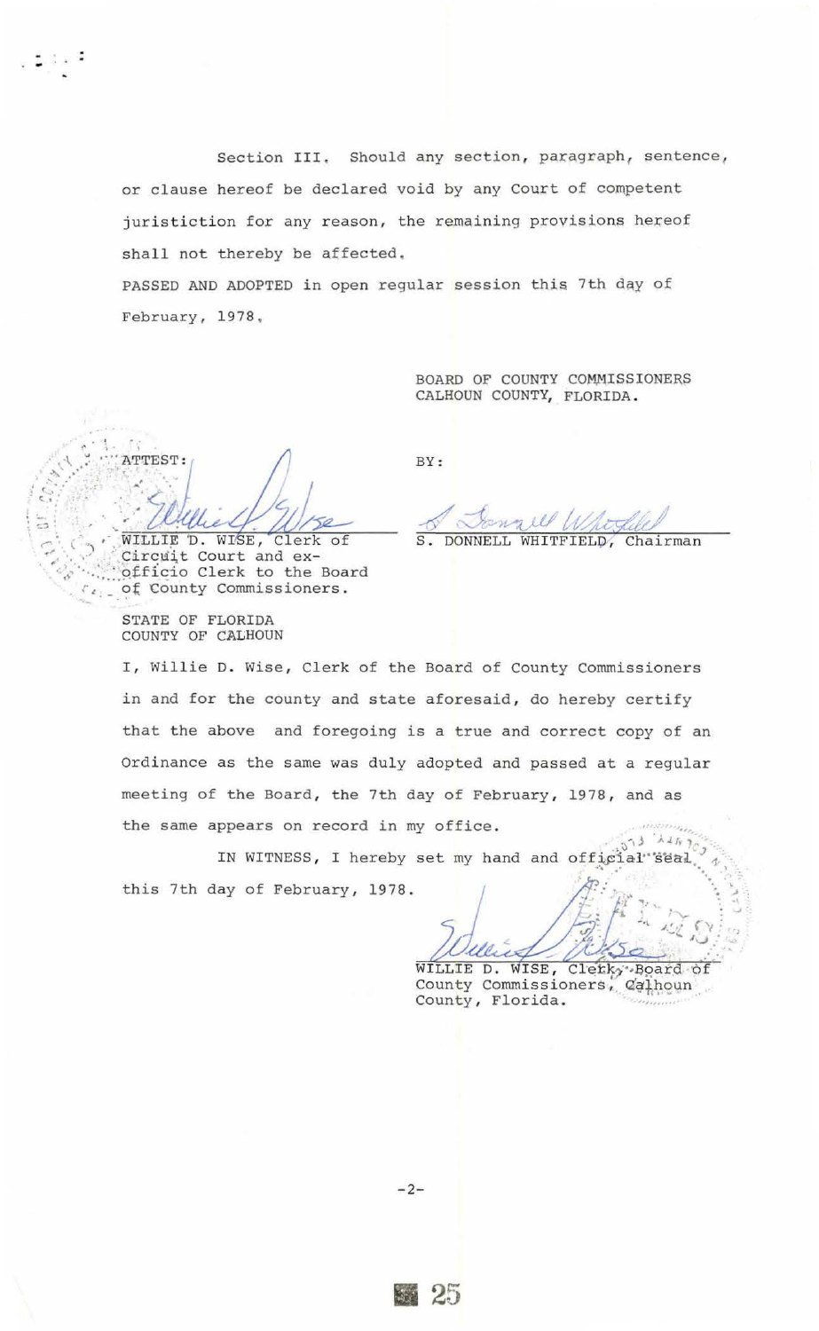Section III. Should any section, paragraph, sentence, or clause hereof be declared void by any Court of competent juristiction for any reason, the remaining provisions hereof shall not thereby be affected.

PASSED AND ADOPTED in open regular session this 7th day of February, 1978.

BOARD OF COUNTY COMMISSIONERS
CALHOUN COUNTY, FLORIDA.

ATTEST:

WILLIE D. WISE, Clerk of Circuit Court and ex-officio Clerk to the Board of County Commissioners.

BY:

S. DONNELL WHITFIELD, Chairman

STATE OF FLORIDA
COUNTY OF CALHOUN

I, Willie D. Wise, Clerk of the Board of County Commissioners in and for the county and state aforesaid, do hereby certify that the above and foregoing is a true and correct copy of an Ordinance as the same was duly adopted and passed at a regular meeting of the Board, the 7th day of February, 1978, and as the same appears on record in my office.

IN WITNESS, I hereby set my hand and official seal this 7th day of February, 1978.

WILLIE D. WISE, Clerk, Board of County Commissioners, Calhoun County, Florida.